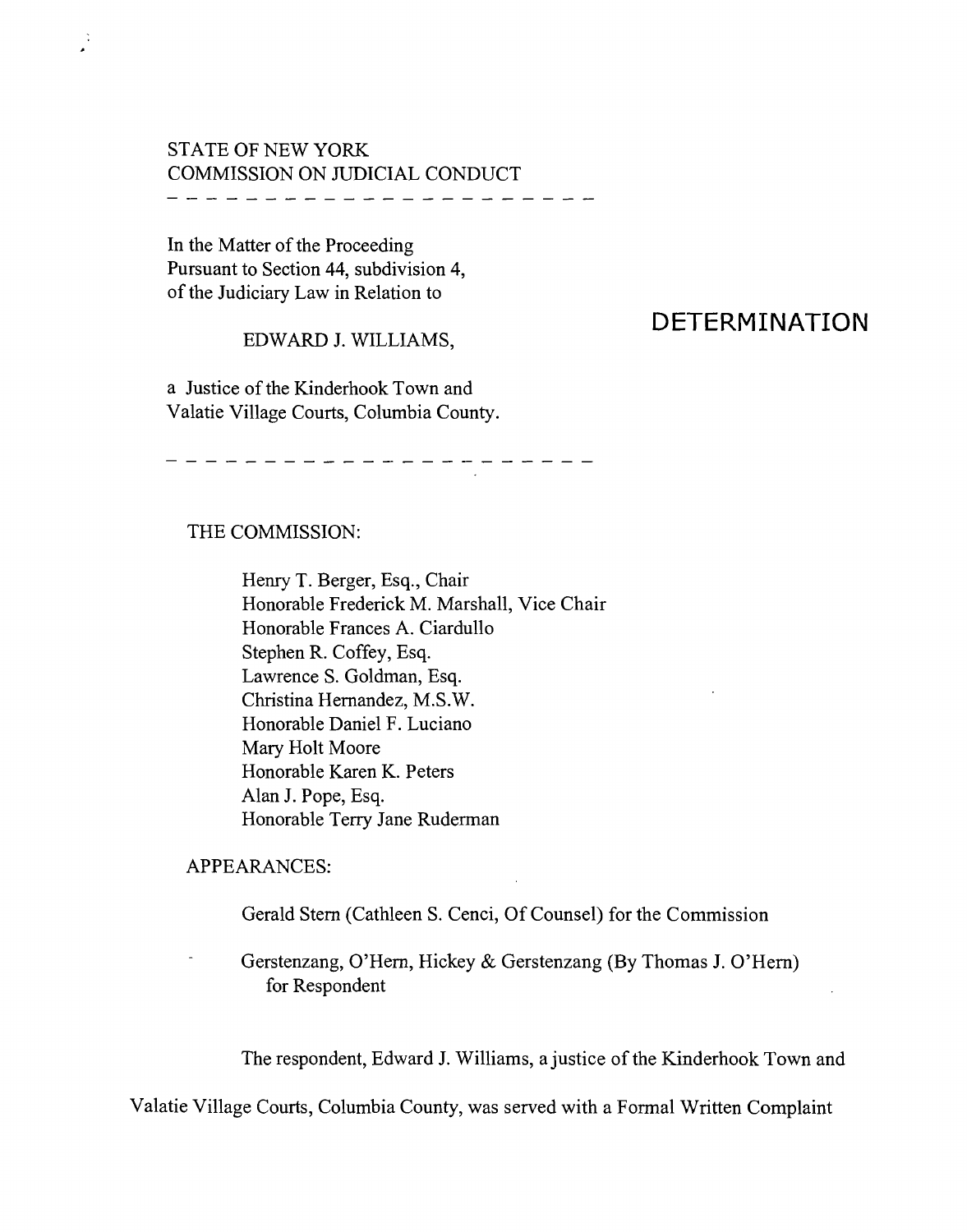STATE OF NEW YORK
COMMISSION ON JUDICIAL CONDUCT

---

In the Matter of the Proceeding
Pursuant to Section 44, subdivision 4,
of the Judiciary Law in Relation to

EDWARD J. WILLIAMS,

a Justice of the Kinderhook Town and
Valatie Village Courts, Columbia County.

---

# DETERMINATION

THE COMMISSION:

Henry T. Berger, Esq., Chair
Honorable Frederick M. Marshall, Vice Chair
Honorable Frances A. Ciardullo
Stephen R. Coffey, Esq.
Lawrence S. Goldman, Esq.
Christina Hernandez, M.S.W.
Honorable Daniel F. Luciano
Mary Holt Moore
Honorable Karen K. Peters
Alan J. Pope, Esq.
Honorable Terry Jane Ruderman

APPEARANCES:

Gerald Stern (Cathleen S. Cenci, Of Counsel) for the Commission

Gerstenzang, O'Hern, Hickey & Gerstenzang (By Thomas J. O'Hern) for Respondent

The respondent, Edward J. Williams, a justice of the Kinderhook Town and Valatie Village Courts, Columbia County, was served with a Formal Written Complaint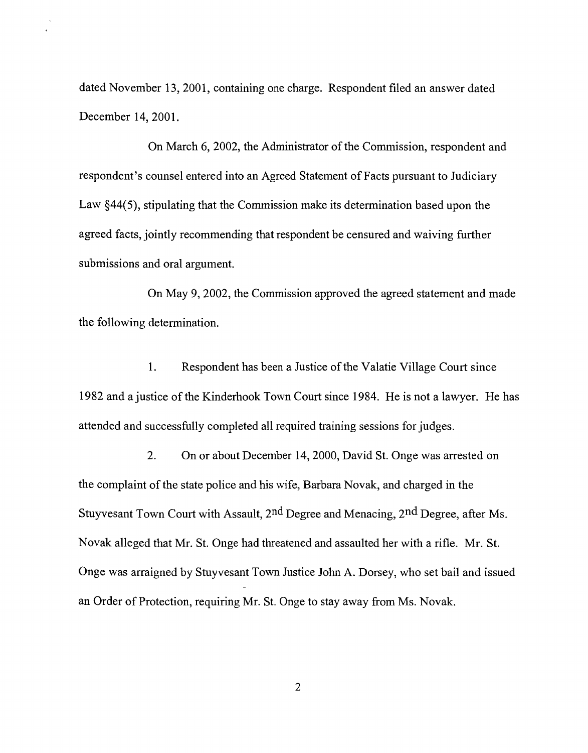dated November 13, 2001, containing one charge. Respondent filed an answer dated December 14, 2001.

On March 6, 2002, the Administrator of the Commission, respondent and respondent's counsel entered into an Agreed Statement of Facts pursuant to Judiciary Law §44(5), stipulating that the Commission make its determination based upon the agreed facts, jointly recommending that respondent be censured and waiving further submissions and oral argument.

On May 9, 2002, the Commission approved the agreed statement and made the following determination.

1. Respondent has been a Justice of the Valatie Village Court since 1982 and a justice of the Kinderhook Town Court since 1984. He is not a lawyer. He has attended and successfully completed all required training sessions for judges.

2. On or about December 14, 2000, David St. Onge was arrested on the complaint of the state police and his wife, Barbara Novak, and charged in the Stuyvesant Town Court with Assault, 2nd Degree and Menacing, 2nd Degree, after Ms. Novak alleged that Mr. St. Onge had threatened and assaulted her with a rifle. Mr. St. Onge was arraigned by Stuyvesant Town Justice John A. Dorsey, who set bail and issued an Order of Protection, requiring Mr. St. Onge to stay away from Ms. Novak.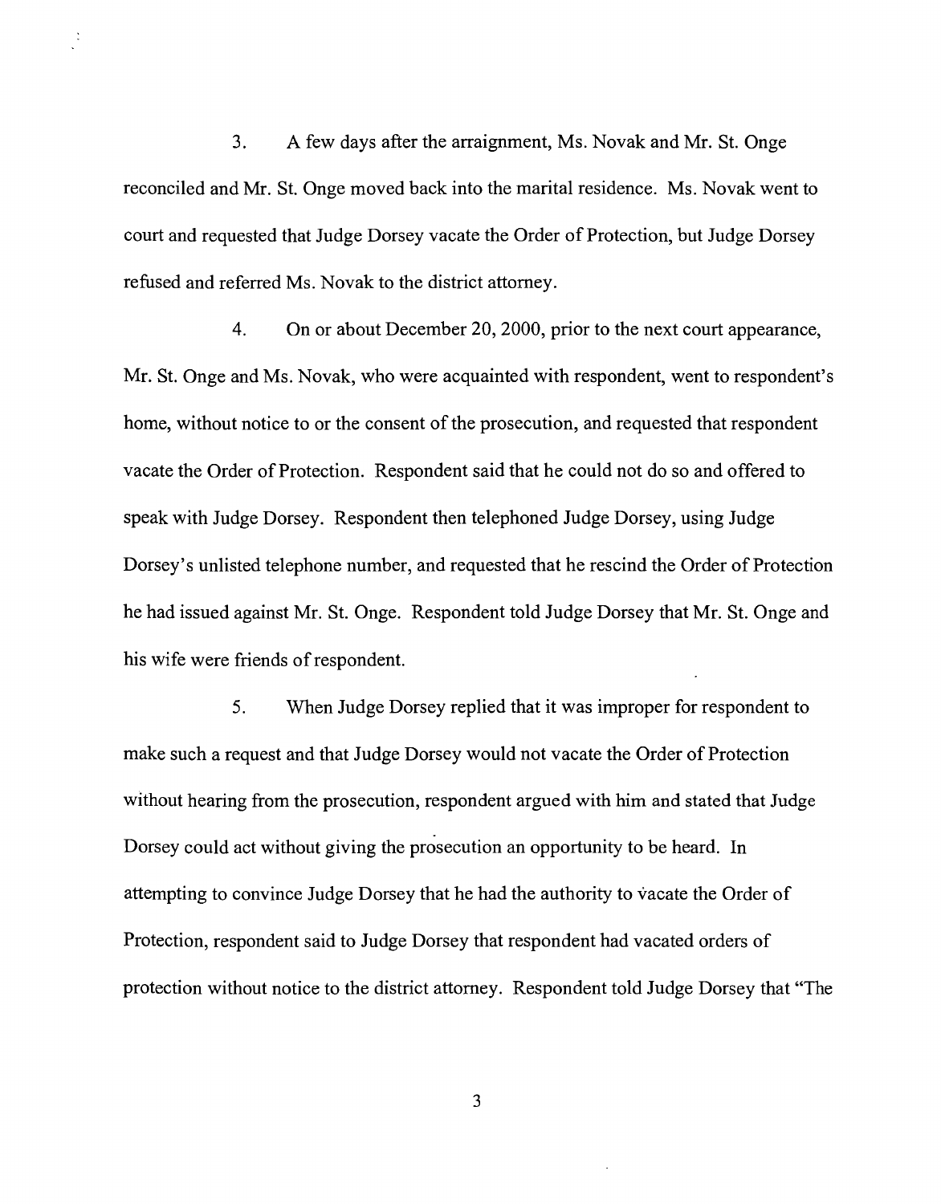3. A few days after the arraignment, Ms. Novak and Mr. St. Onge reconciled and Mr. St. Onge moved back into the marital residence. Ms. Novak went to court and requested that Judge Dorsey vacate the Order of Protection, but Judge Dorsey refused and referred Ms. Novak to the district attorney.

4. On or about December 20, 2000, prior to the next court appearance, Mr. St. Onge and Ms. Novak, who were acquainted with respondent, went to respondent's home, without notice to or the consent of the prosecution, and requested that respondent vacate the Order of Protection. Respondent said that he could not do so and offered to speak with Judge Dorsey. Respondent then telephoned Judge Dorsey, using Judge Dorsey's unlisted telephone number, and requested that he rescind the Order of Protection he had issued against Mr. St. Onge. Respondent told Judge Dorsey that Mr. St. Onge and his wife were friends of respondent.

5. When Judge Dorsey replied that it was improper for respondent to make such a request and that Judge Dorsey would not vacate the Order of Protection without hearing from the prosecution, respondent argued with him and stated that Judge Dorsey could act without giving the prosecution an opportunity to be heard. In attempting to convince Judge Dorsey that he had the authority to vacate the Order of Protection, respondent said to Judge Dorsey that respondent had vacated orders of protection without notice to the district attorney. Respondent told Judge Dorsey that "The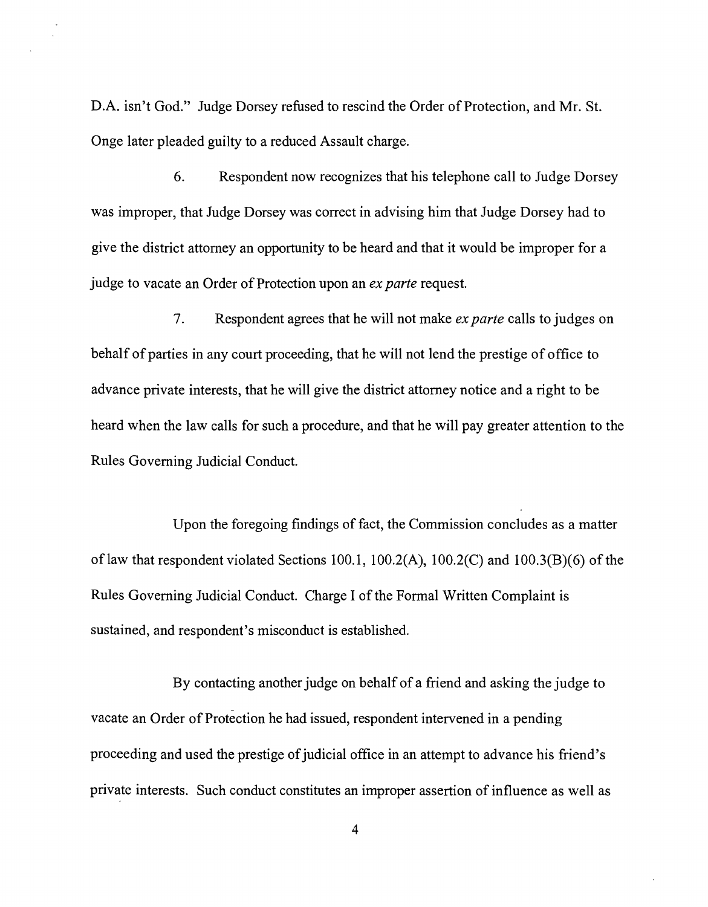D.A. isn't God." Judge Dorsey refused to rescind the Order of Protection, and Mr. St. Onge later pleaded guilty to a reduced Assault charge.

6. Respondent now recognizes that his telephone call to Judge Dorsey was improper, that Judge Dorsey was correct in advising him that Judge Dorsey had to give the district attorney an opportunity to be heard and that it would be improper for a judge to vacate an Order of Protection upon an *ex parte* request.

7. Respondent agrees that he will not make *ex parte* calls to judges on behalf of parties in any court proceeding, that he will not lend the prestige of office to advance private interests, that he will give the district attorney notice and a right to be heard when the law calls for such a procedure, and that he will pay greater attention to the Rules Governing Judicial Conduct.

Upon the foregoing findings of fact, the Commission concludes as a matter of law that respondent violated Sections 100.1, 100.2(A), 100.2(C) and 100.3(B)(6) of the Rules Governing Judicial Conduct. Charge I of the Formal Written Complaint is sustained, and respondent's misconduct is established.

By contacting another judge on behalf of a friend and asking the judge to vacate an Order of Protection he had issued, respondent intervened in a pending proceeding and used the prestige of judicial office in an attempt to advance his friend's private interests. Such conduct constitutes an improper assertion of influence as well as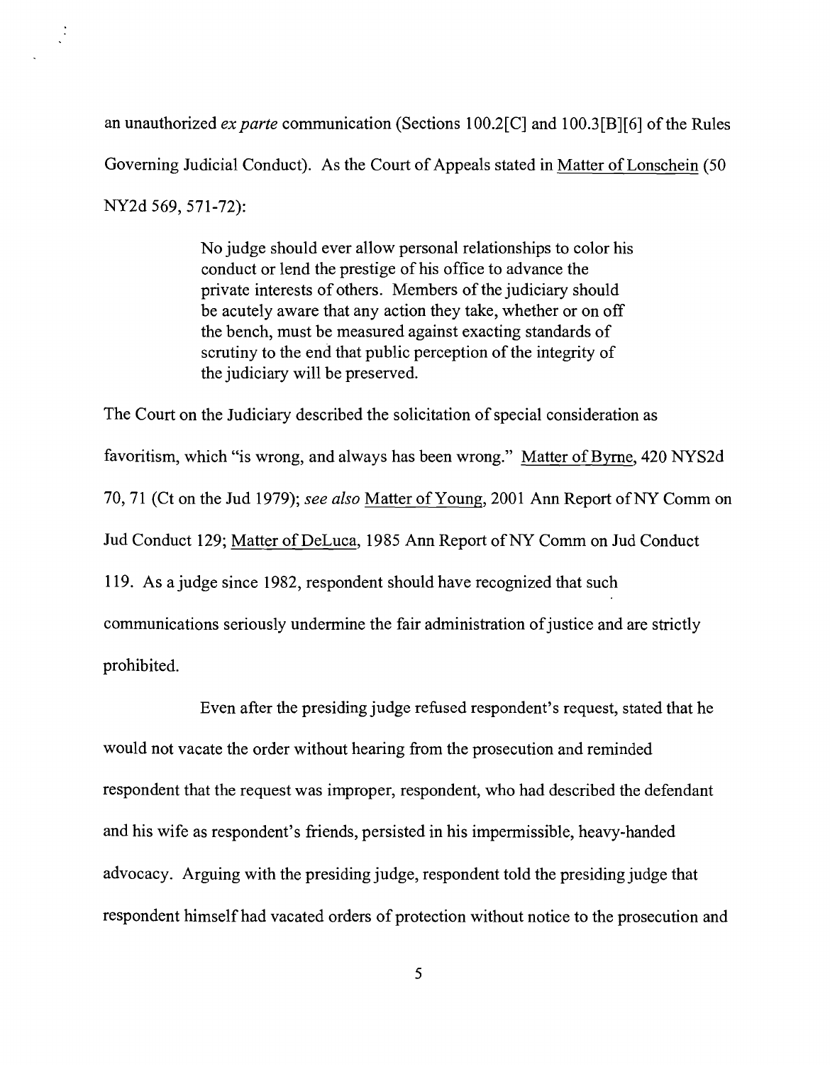an unauthorized *ex parte* communication (Sections 100.2[C] and 100.3[B][6] of the Rules Governing Judicial Conduct). As the Court of Appeals stated in Matter of Lonschein (50 NY2d 569, 571-72):

> No judge should ever allow personal relationships to color his conduct or lend the prestige of his office to advance the private interests of others. Members of the judiciary should be acutely aware that any action they take, whether or on off the bench, must be measured against exacting standards of scrutiny to the end that public perception of the integrity of the judiciary will be preserved.

The Court on the Judiciary described the solicitation of special consideration as favoritism, which "is wrong, and always has been wrong." Matter of Byrne, 420 NYS2d 70, 71 (Ct on the Jud 1979); *see also* Matter of Young, 2001 Ann Report of NY Comm on Jud Conduct 129; Matter of DeLuca, 1985 Ann Report of NY Comm on Jud Conduct 119. As a judge since 1982, respondent should have recognized that such communications seriously undermine the fair administration of justice and are strictly prohibited.

Even after the presiding judge refused respondent's request, stated that he would not vacate the order without hearing from the prosecution and reminded respondent that the request was improper, respondent, who had described the defendant and his wife as respondent's friends, persisted in his impermissible, heavy-handed advocacy. Arguing with the presiding judge, respondent told the presiding judge that respondent himself had vacated orders of protection without notice to the prosecution and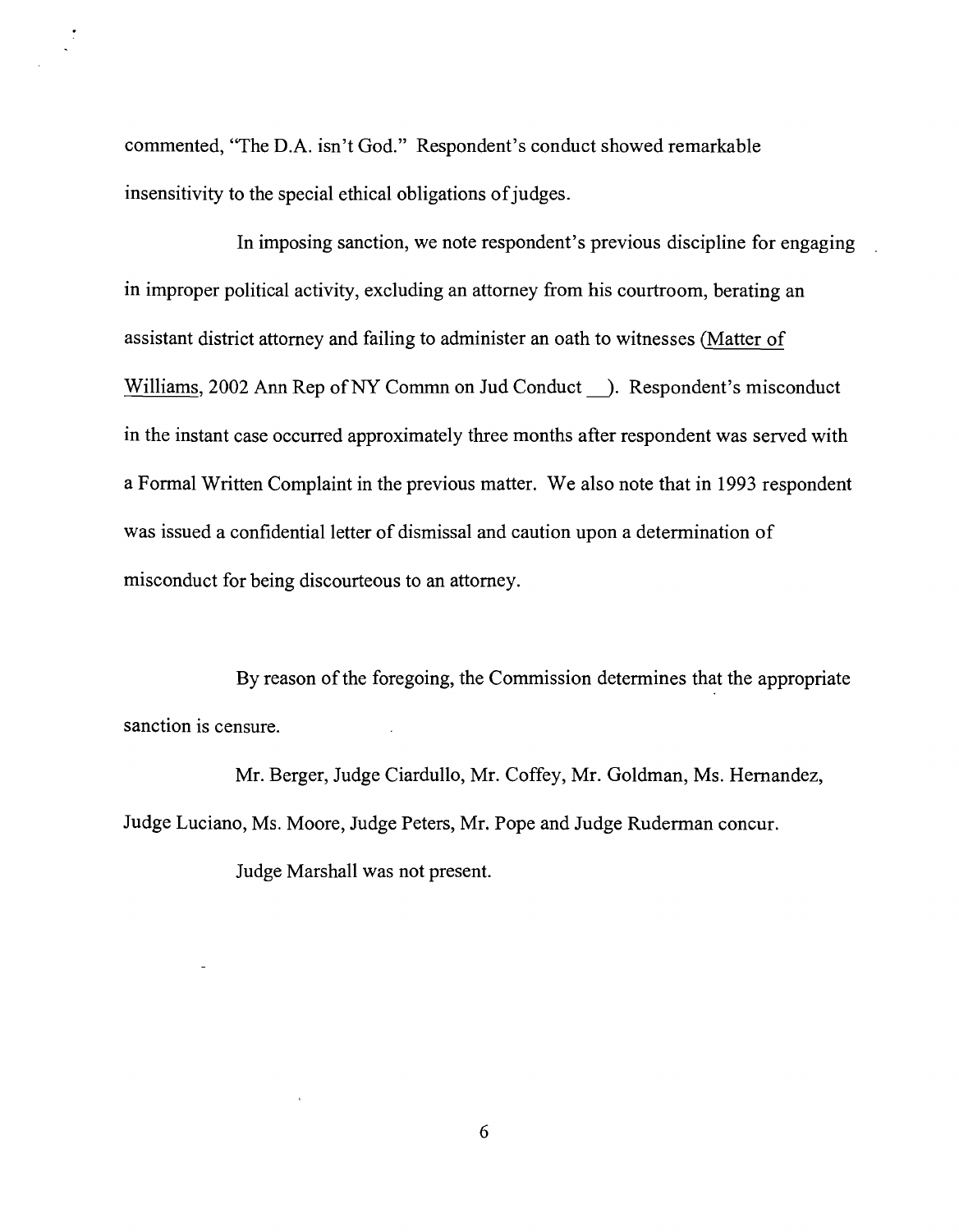commented, "The D.A. isn't God." Respondent's conduct showed remarkable insensitivity to the special ethical obligations of judges.

In imposing sanction, we note respondent's previous discipline for engaging in improper political activity, excluding an attorney from his courtroom, berating an assistant district attorney and failing to administer an oath to witnesses (Matter of Williams, 2002 Ann Rep of NY Commn on Jud Conduct __). Respondent's misconduct in the instant case occurred approximately three months after respondent was served with a Formal Written Complaint in the previous matter. We also note that in 1993 respondent was issued a confidential letter of dismissal and caution upon a determination of misconduct for being discourteous to an attorney.

By reason of the foregoing, the Commission determines that the appropriate sanction is censure.

Mr. Berger, Judge Ciardullo, Mr. Coffey, Mr. Goldman, Ms. Hernandez, Judge Luciano, Ms. Moore, Judge Peters, Mr. Pope and Judge Ruderman concur.

Judge Marshall was not present.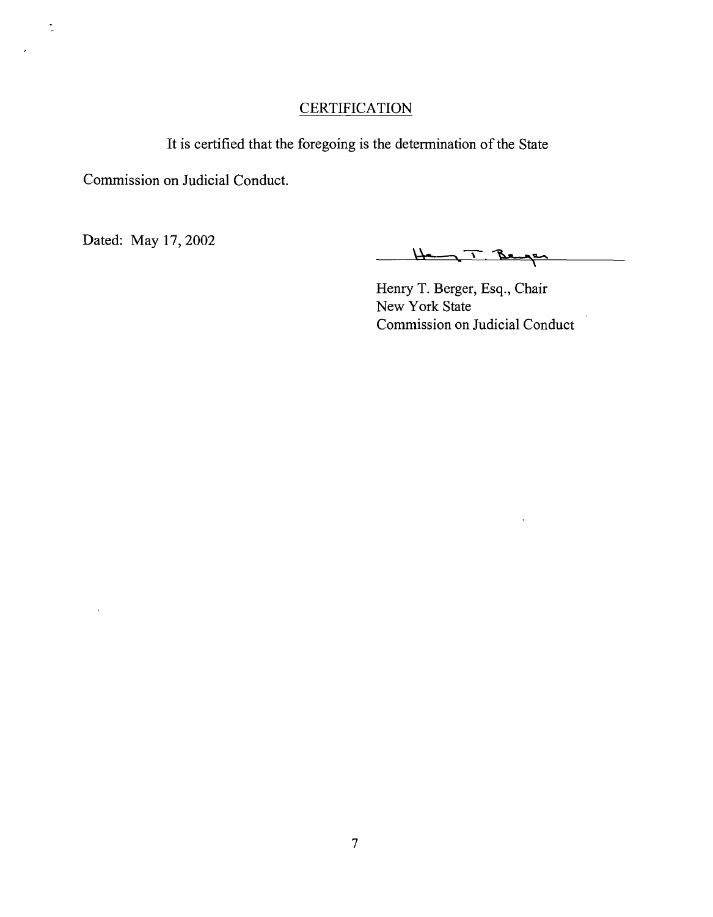## CERTIFICATION

It is certified that the foregoing is the determination of the State Commission on Judicial Conduct.

Dated: May 17, 2002

Henry T. Berger, Esq., Chair
New York State
Commission on Judicial Conduct